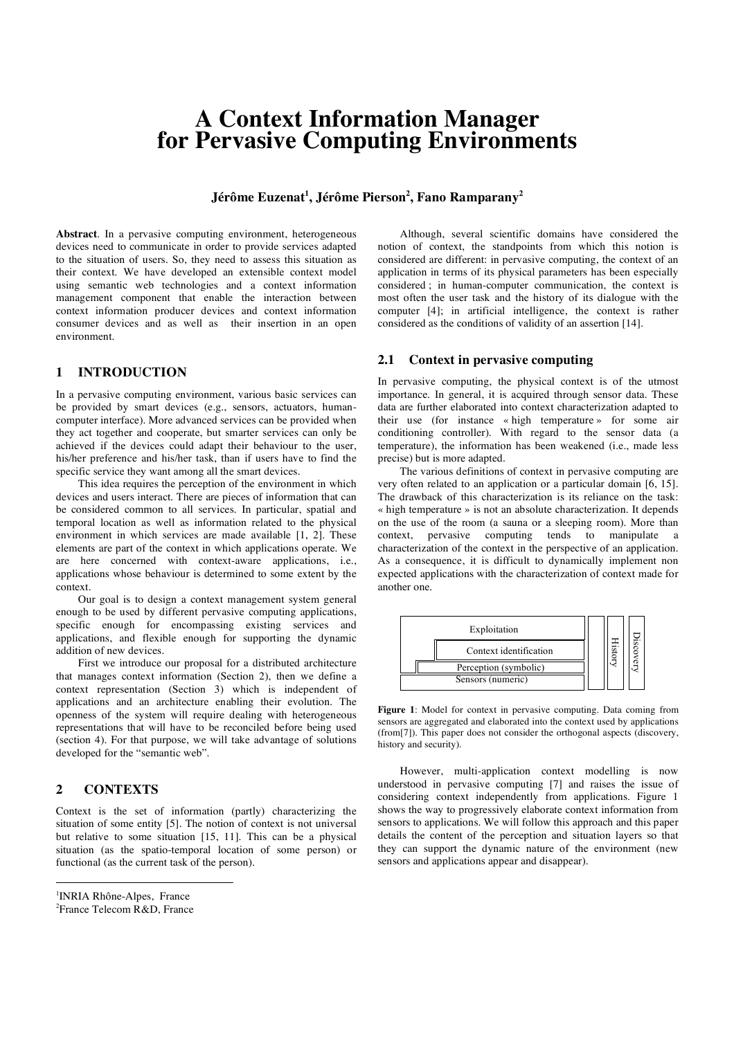# A Context Information Manager for Pervasive Computing Environments

**Jérôme Euzenat[1], Jérôme Pierson[2], Fano Ramparany[2]**

**Abstract**. In a pervasive computing environment, heterogeneous devices need to communicate in order to provide services adapted to the situation of users. So, they need to assess this situation as their context. We have developed an extensible context model using semantic web technologies and a context information management component that enable the interaction between context information producer devices and context information consumer devices and as well as their insertion in an open environment.

## 1 INTRODUCTION

In a pervasive computing environment, various basic services can be provided by smart devices (e.g., sensors, actuators, human-computer interface). More advanced services can be provided when they act together and cooperate, but smarter services can only be achieved if the devices could adapt their behaviour to the user, his/her preference and his/her task, than if users have to find the specific service they want among all the smart devices.

This idea requires the perception of the environment in which devices and users interact. There are pieces of information that can be considered common to all services. In particular, spatial and temporal location as well as information related to the physical environment in which services are made available [1, 2]. These elements are part of the context in which applications operate. We are here concerned with context-aware applications, i.e., applications whose behaviour is determined to some extent by the context.

Our goal is to design a context management system general enough to be used by different pervasive computing applications, specific enough for encompassing existing services and applications, and flexible enough for supporting the dynamic addition of new devices.

First we introduce our proposal for a distributed architecture that manages context information (Section 2), then we define a context representation (Section 3) which is independent of applications and an architecture enabling their evolution. The openness of the system will require dealing with heterogeneous representations that will have to be reconciled before being used (section 4). For that purpose, we will take advantage of solutions developed for the "semantic web".

## 2 CONTEXTS

Context is the set of information (partly) characterizing the situation of some entity [5]. The notion of context is not universal but relative to some situation [15, 11]. This can be a physical situation (as the spatio-temporal location of some person) or functional (as the current task of the person).

[1]INRIA Rhône-Alpes, France
[2]France Telecom R&D, France

Although, several scientific domains have considered the notion of context, the standpoints from which this notion is considered are different: in pervasive computing, the context of an application in terms of its physical parameters has been especially considered ; in human-computer communication, the context is most often the user task and the history of its dialogue with the computer [4]; in artificial intelligence, the context is rather considered as the conditions of validity of an assertion [14].

### 2.1 Context in pervasive computing

In pervasive computing, the physical context is of the utmost importance. In general, it is acquired through sensor data. These data are further elaborated into context characterization adapted to their use (for instance « high temperature » for some air conditioning controller). With regard to the sensor data (a temperature), the information has been weakened (i.e., made less precise) but is more adapted.

The various definitions of context in pervasive computing are very often related to an application or a particular domain [6, 15]. The drawback of this characterization is its reliance on the task: « high temperature » is not an absolute characterization. It depends on the use of the room (a sauna or a sleeping room). More than context, pervasive computing tends to manipulate a characterization of the context in the perspective of an application. As a consequence, it is difficult to dynamically implement non expected applications with the characterization of context made for another one.

| Exploitation | | History | Discovery |
|---|---|---|---|
| Context identification | | | |
| Perception (symbolic) | | | |
| Sensors (numeric) | | | |

**Figure 1**: Model for context in pervasive computing. Data coming from sensors are aggregated and elaborated into the context used by applications (from[7]). This paper does not consider the orthogonal aspects (discovery, history and security).

However, multi-application context modelling is now understood in pervasive computing [7] and raises the issue of considering context independently from applications. Figure 1 shows the way to progressively elaborate context information from sensors to applications. We will follow this approach and this paper details the content of the perception and situation layers so that they can support the dynamic nature of the environment (new sensors and applications appear and disappear).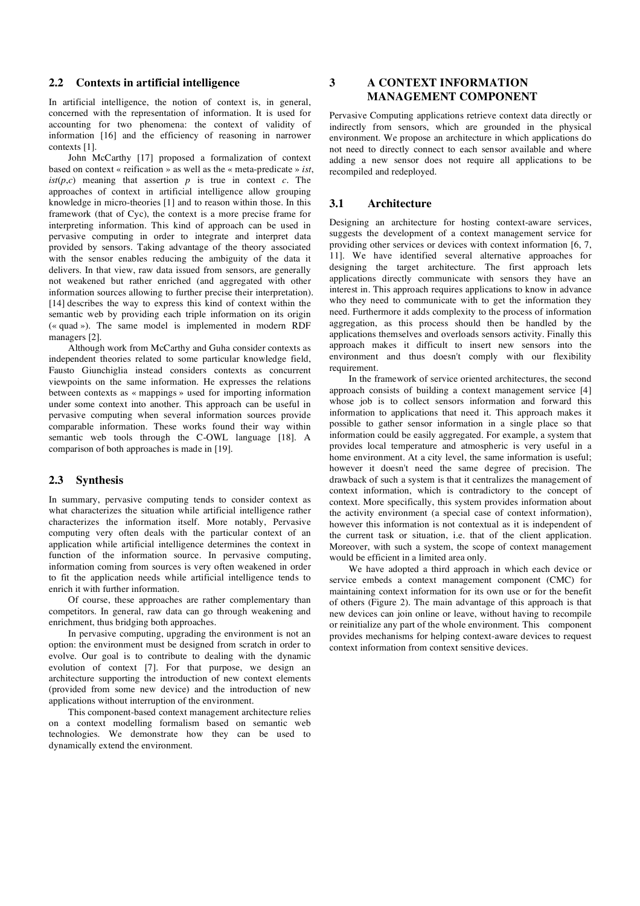### 2.2 Contexts in artificial intelligence

In artificial intelligence, the notion of context is, in general, concerned with the representation of information. It is used for accounting for two phenomena: the context of validity of information [16] and the efficiency of reasoning in narrower contexts [1].

John McCarthy [17] proposed a formalization of context based on context « reification » as well as the « meta-predicate » *ist*, *ist*(*p*,*c*) meaning that assertion *p* is true in context *c*. The approaches of context in artificial intelligence allow grouping knowledge in micro-theories [1] and to reason within those. In this framework (that of Cyc), the context is a more precise frame for interpreting information. This kind of approach can be used in pervasive computing in order to integrate and interpret data provided by sensors. Taking advantage of the theory associated with the sensor enables reducing the ambiguity of the data it delivers. In that view, raw data issued from sensors, are generally not weakened but rather enriched (and aggregated with other information sources allowing to further precise their interpretation). [14] describes the way to express this kind of context within the semantic web by providing each triple information on its origin (« quad »). The same model is implemented in modern RDF managers [2].

Although work from McCarthy and Guha consider contexts as independent theories related to some particular knowledge field, Fausto Giunchiglia instead considers contexts as concurrent viewpoints on the same information. He expresses the relations between contexts as « mappings » used for importing information under some context into another. This approach can be useful in pervasive computing when several information sources provide comparable information. These works found their way within semantic web tools through the C-OWL language [18]. A comparison of both approaches is made in [19].

### 2.3 Synthesis

In summary, pervasive computing tends to consider context as what characterizes the situation while artificial intelligence rather characterizes the information itself. More notably, Pervasive computing very often deals with the particular context of an application while artificial intelligence determines the context in function of the information source. In pervasive computing, information coming from sources is very often weakened in order to fit the application needs while artificial intelligence tends to enrich it with further information.

Of course, these approaches are rather complementary than competitors. In general, raw data can go through weakening and enrichment, thus bridging both approaches.

In pervasive computing, upgrading the environment is not an option: the environment must be designed from scratch in order to evolve. Our goal is to contribute to dealing with the dynamic evolution of context [7]. For that purpose, we design an architecture supporting the introduction of new context elements (provided from some new device) and the introduction of new applications without interruption of the environment.

This component-based context management architecture relies on a context modelling formalism based on semantic web technologies. We demonstrate how they can be used to dynamically extend the environment.

## 3 A CONTEXT INFORMATION MANAGEMENT COMPONENT

Pervasive Computing applications retrieve context data directly or indirectly from sensors, which are grounded in the physical environment. We propose an architecture in which applications do not need to directly connect to each sensor available and where adding a new sensor does not require all applications to be recompiled and redeployed.

### 3.1 Architecture

Designing an architecture for hosting context-aware services, suggests the development of a context management service for providing other services or devices with context information [6, 7, 11]. We have identified several alternative approaches for designing the target architecture. The first approach lets applications directly communicate with sensors they have an interest in. This approach requires applications to know in advance who they need to communicate with to get the information they need. Furthermore it adds complexity to the process of information aggregation, as this process should then be handled by the applications themselves and overloads sensors activity. Finally this approach makes it difficult to insert new sensors into the environment and thus doesn't comply with our flexibility requirement.

In the framework of service oriented architectures, the second approach consists of building a context management service [4] whose job is to collect sensors information and forward this information to applications that need it. This approach makes it possible to gather sensor information in a single place so that information could be easily aggregated. For example, a system that provides local temperature and atmospheric is very useful in a home environment. At a city level, the same information is useful; however it doesn't need the same degree of precision. The drawback of such a system is that it centralizes the management of context information, which is contradictory to the concept of context. More specifically, this system provides information about the activity environment (a special case of context information), however this information is not contextual as it is independent of the current task or situation, i.e. that of the client application. Moreover, with such a system, the scope of context management would be efficient in a limited area only.

We have adopted a third approach in which each device or service embeds a context management component (CMC) for maintaining context information for its own use or for the benefit of others (Figure 2). The main advantage of this approach is that new devices can join online or leave, without having to recompile or reinitialize any part of the whole environment. This component provides mechanisms for helping context-aware devices to request context information from context sensitive devices.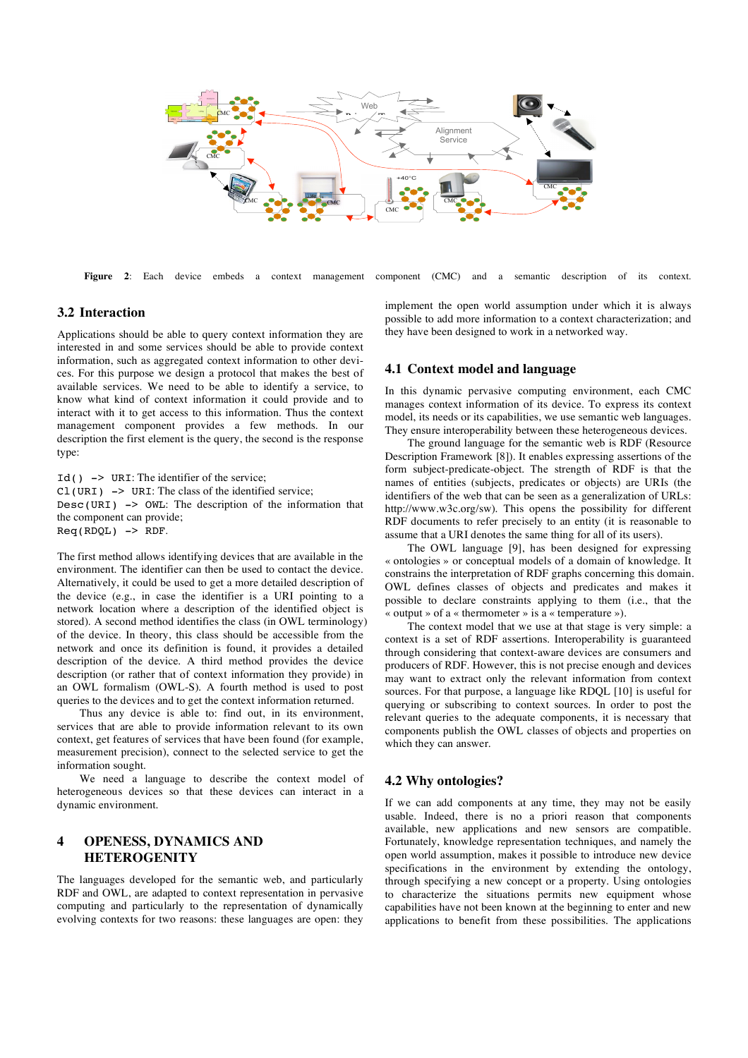**Figure 2**: Each device embeds a context management component (CMC) and a semantic description of its context.

## 3.2 Interaction

Applications should be able to query context information they are interested in and some services should be able to provide context information, such as aggregated context information to other devices. For this purpose we design a protocol that makes the best of available services. We need to be able to identify a service, to know what kind of context information it could provide and to interact with it to get access to this information. Thus the context management component provides a few methods. In our description the first element is the query, the second is the response type:

`Id() -> URI`: The identifier of the service;
`Cl(URI) -> URI`: The class of the identified service;
`Desc(URI) -> OWL`: The description of the information that the component can provide;
`Req(RDQL) -> RDF`.

The first method allows identifying devices that are available in the environment. The identifier can then be used to contact the device. Alternatively, it could be used to get a more detailed description of the device (e.g., in case the identifier is a URI pointing to a network location where a description of the identified object is stored). A second method identifies the class (in OWL terminology) of the device. In theory, this class should be accessible from the network and once its definition is found, it provides a detailed description of the device. A third method provides the device description (or rather that of context information they provide) in an OWL formalism (OWL-S). A fourth method is used to post queries to the devices and to get the context information returned.

Thus any device is able to: find out, in its environment, services that are able to provide information relevant to its own context, get features of services that have been found (for example, measurement precision), connect to the selected service to get the information sought.

We need a language to describe the context model of heterogeneous devices so that these devices can interact in a dynamic environment.

# 4 OPENESS, DYNAMICS AND HETEROGENITY

The languages developed for the semantic web, and particularly RDF and OWL, are adapted to context representation in pervasive computing and particularly to the representation of dynamically evolving contexts for two reasons: these languages are open: they implement the open world assumption under which it is always possible to add more information to a context characterization; and they have been designed to work in a networked way.

## 4.1 Context model and language

In this dynamic pervasive computing environment, each CMC manages context information of its device. To express its context model, its needs or its capabilities, we use semantic web languages. They ensure interoperability between these heterogeneous devices.

The ground language for the semantic web is RDF (Resource Description Framework [8]). It enables expressing assertions of the form subject-predicate-object. The strength of RDF is that the names of entities (subjects, predicates or objects) are URIs (the identifiers of the web that can be seen as a generalization of URLs: http://www.w3c.org/sw). This opens the possibility for different RDF documents to refer precisely to an entity (it is reasonable to assume that a URI denotes the same thing for all of its users).

The OWL language [9], has been designed for expressing « ontologies » or conceptual models of a domain of knowledge. It constrains the interpretation of RDF graphs concerning this domain. OWL defines classes of objects and predicates and makes it possible to declare constraints applying to them (i.e., that the « output » of a « thermometer » is a « temperature »).

The context model that we use at that stage is very simple: a context is a set of RDF assertions. Interoperability is guaranteed through considering that context-aware devices are consumers and producers of RDF. However, this is not precise enough and devices may want to extract only the relevant information from context sources. For that purpose, a language like RDQL [10] is useful for querying or subscribing to context sources. In order to post the relevant queries to the adequate components, it is necessary that components publish the OWL classes of objects and properties on which they can answer.

## 4.2 Why ontologies?

If we can add components at any time, they may not be easily usable. Indeed, there is no a priori reason that components available, new applications and new sensors are compatible. Fortunately, knowledge representation techniques, and namely the open world assumption, makes it possible to introduce new device specifications in the environment by extending the ontology, through specifying a new concept or a property. Using ontologies to characterize the situations permits new equipment whose capabilities have not been known at the beginning to enter and new applications to benefit from these possibilities. The applications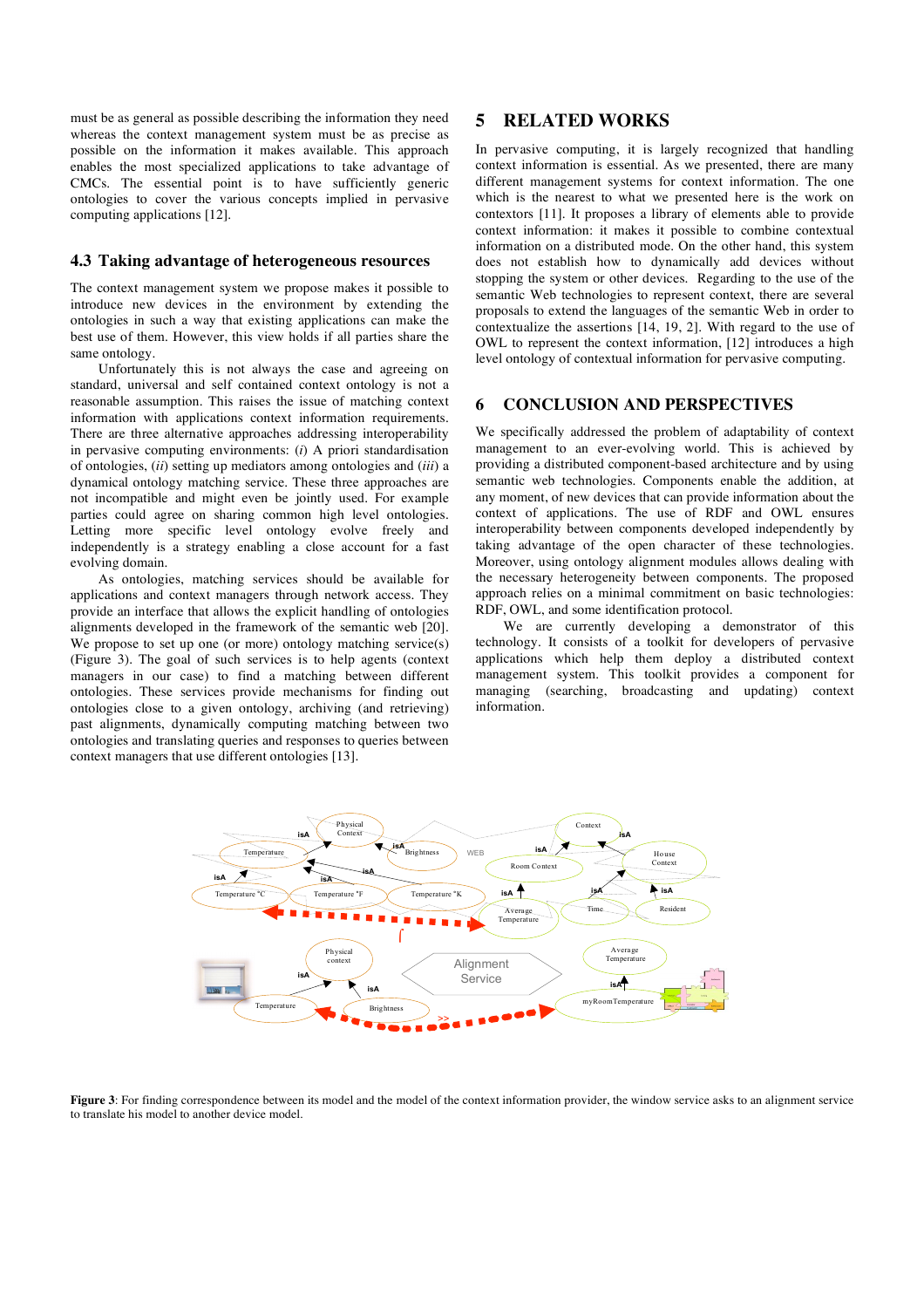must be as general as possible describing the information they need whereas the context management system must be as precise as possible on the information it makes available. This approach enables the most specialized applications to take advantage of CMCs. The essential point is to have sufficiently generic ontologies to cover the various concepts implied in pervasive computing applications [12].

### 4.3 Taking advantage of heterogeneous resources

The context management system we propose makes it possible to introduce new devices in the environment by extending the ontologies in such a way that existing applications can make the best use of them. However, this view holds if all parties share the same ontology.

Unfortunately this is not always the case and agreeing on standard, universal and self contained context ontology is not a reasonable assumption. This raises the issue of matching context information with applications context information requirements. There are three alternative approaches addressing interoperability in pervasive computing environments: (*i*) A priori standardisation of ontologies, (*ii*) setting up mediators among ontologies and (*iii*) a dynamical ontology matching service. These three approaches are not incompatible and might even be jointly used. For example parties could agree on sharing common high level ontologies. Letting more specific level ontology evolve freely and independently is a strategy enabling a close account for a fast evolving domain.

As ontologies, matching services should be available for applications and context managers through network access. They provide an interface that allows the explicit handling of ontologies alignments developed in the framework of the semantic web [20]. We propose to set up one (or more) ontology matching service(s) (Figure 3). The goal of such services is to help agents (context managers in our case) to find a matching between different ontologies. These services provide mechanisms for finding out ontologies close to a given ontology, archiving (and retrieving) past alignments, dynamically computing matching between two ontologies and translating queries and responses to queries between context managers that use different ontologies [13].

## 5 RELATED WORKS

In pervasive computing, it is largely recognized that handling context information is essential. As we presented, there are many different management systems for context information. The one which is the nearest to what we presented here is the work on contextors [11]. It proposes a library of elements able to provide context information: it makes it possible to combine contextual information on a distributed mode. On the other hand, this system does not establish how to dynamically add devices without stopping the system or other devices. Regarding to the use of the semantic Web technologies to represent context, there are several proposals to extend the languages of the semantic Web in order to contextualize the assertions [14, 19, 2]. With regard to the use of OWL to represent the context information, [12] introduces a high level ontology of contextual information for pervasive computing.

## 6 CONCLUSION AND PERSPECTIVES

We specifically addressed the problem of adaptability of context management to an ever-evolving world. This is achieved by providing a distributed component-based architecture and by using semantic web technologies. Components enable the addition, at any moment, of new devices that can provide information about the context of applications. The use of RDF and OWL ensures interoperability between components developed independently by taking advantage of the open character of these technologies. Moreover, using ontology alignment modules allows dealing with the necessary heterogeneity between components. The proposed approach relies on a minimal commitment on basic technologies: RDF, OWL, and some identification protocol.

We are currently developing a demonstrator of this technology. It consists of a toolkit for developers of pervasive applications which help them deploy a distributed context management system. This toolkit provides a component for managing (searching, broadcasting and updating) context information.

**Figure 3**: For finding correspondence between its model and the model of the context information provider, the window service asks to an alignment service to translate his model to another device model.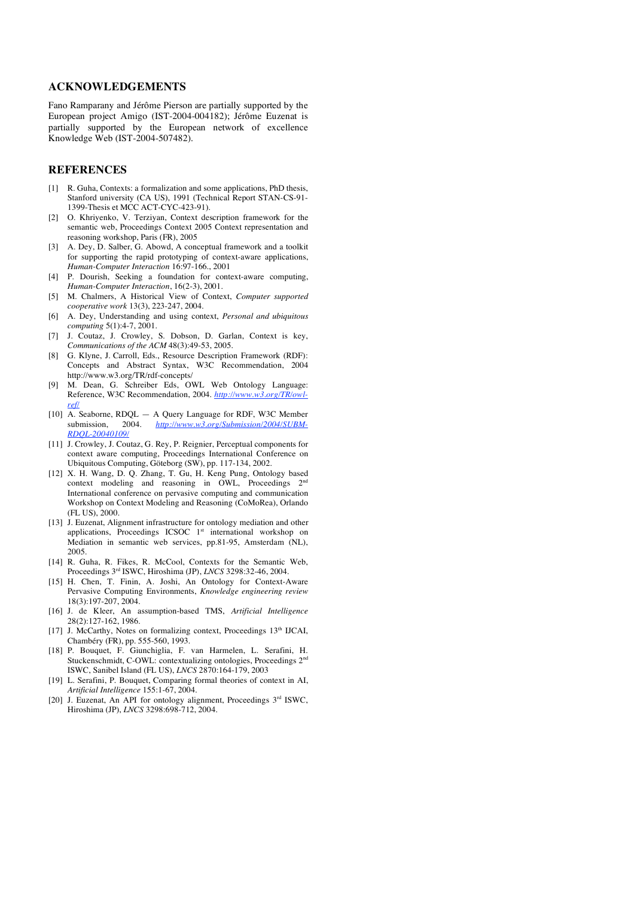## ACKNOWLEDGEMENTS

Fano Ramparany and Jérôme Pierson are partially supported by the European project Amigo (IST-2004-004182); Jérôme Euzenat is partially supported by the European network of excellence Knowledge Web (IST-2004-507482).

## REFERENCES

[1] R. Guha, Contexts: a formalization and some applications, PhD thesis, Stanford university (CA US), 1991 (Technical Report STAN-CS-91-1399-Thesis et MCC ACT-CYC-423-91).

[2] O. Khriyenko, V. Terziyan, Context description framework for the semantic web, Proceedings Context 2005 Context representation and reasoning workshop, Paris (FR), 2005

[3] A. Dey, D. Salber, G. Abowd, A conceptual framework and a toolkit for supporting the rapid prototyping of context-aware applications, *Human-Computer Interaction* 16:97-166., 2001

[4] P. Dourish, Seeking a foundation for context-aware computing, *Human-Computer Interaction*, 16(2-3), 2001.

[5] M. Chalmers, A Historical View of Context, *Computer supported cooperative work* 13(3), 223-247, 2004.

[6] A. Dey, Understanding and using context, *Personal and ubiquitous computing* 5(1):4-7, 2001.

[7] J. Coutaz, J. Crowley, S. Dobson, D. Garlan, Context is key, *Communications of the ACM* 48(3):49-53, 2005.

[8] G. Klyne, J. Carroll, Eds., Resource Description Framework (RDF): Concepts and Abstract Syntax, W3C Recommendation, 2004 http://www.w3.org/TR/rdf-concepts/

[9] M. Dean, G. Schreiber Eds, OWL Web Ontology Language: Reference, W3C Recommendation, 2004. http://www.w3.org/TR/owl-ref/

[10] A. Seaborne, RDQL — A Query Language for RDF, W3C Member submission, 2004. http://www.w3.org/Submission/2004/SUBM-RDQL-20040109/

[11] J. Crowley, J. Coutaz, G. Rey, P. Reignier, Perceptual components for context aware computing, Proceedings International Conference on Ubiquitous Computing, Göteborg (SW), pp. 117-134, 2002.

[12] X. H. Wang, D. Q. Zhang, T. Gu, H. Keng Pung, Ontology based context modeling and reasoning in OWL, Proceedings 2nd International conference on pervasive computing and communication Workshop on Context Modeling and Reasoning (CoMoRea), Orlando (FL US), 2000.

[13] J. Euzenat, Alignment infrastructure for ontology mediation and other applications, Proceedings ICSOC 1st international workshop on Mediation in semantic web services, pp.81-95, Amsterdam (NL), 2005.

[14] R. Guha, R. Fikes, R. McCool, Contexts for the Semantic Web, Proceedings 3rd ISWC, Hiroshima (JP), *LNCS* 3298:32-46, 2004.

[15] H. Chen, T. Finin, A. Joshi, An Ontology for Context-Aware Pervasive Computing Environments, *Knowledge engineering review* 18(3):197-207, 2004.

[16] J. de Kleer, An assumption-based TMS, *Artificial Intelligence* 28(2):127-162, 1986.

[17] J. McCarthy, Notes on formalizing context, Proceedings 13th IJCAI, Chambéry (FR), pp. 555-560, 1993.

[18] P. Bouquet, F. Giunchiglia, F. van Harmelen, L. Serafini, H. Stuckenschmidt, C-OWL: contextualizing ontologies, Proceedings 2nd ISWC, Sanibel Island (FL US), *LNCS* 2870:164-179, 2003

[19] L. Serafini, P. Bouquet, Comparing formal theories of context in AI, *Artificial Intelligence* 155:1-67, 2004.

[20] J. Euzenat, An API for ontology alignment, Proceedings 3rd ISWC, Hiroshima (JP), *LNCS* 3298:698-712, 2004.